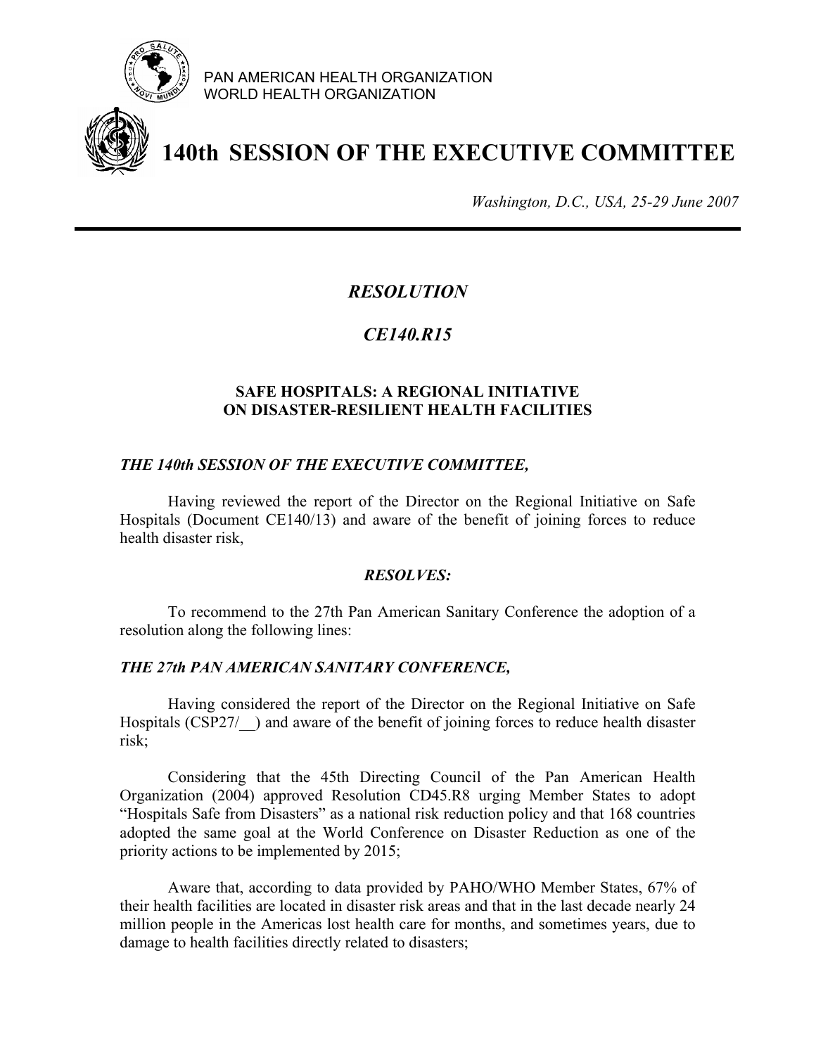PAN AMERICAN HEALTH ORGANIZATION
WORLD HEALTH ORGANIZATION

# 140th SESSION OF THE EXECUTIVE COMMITTEE

*Washington, D.C., USA, 25-29 June 2007*

---

## *RESOLUTION*

## *CE140.R15*

### SAFE HOSPITALS: A REGIONAL INITIATIVE ON DISASTER-RESILIENT HEALTH FACILITIES

***THE 140th SESSION OF THE EXECUTIVE COMMITTEE,***

Having reviewed the report of the Director on the Regional Initiative on Safe Hospitals (Document CE140/13) and aware of the benefit of joining forces to reduce health disaster risk,

***RESOLVES:***

To recommend to the 27th Pan American Sanitary Conference the adoption of a resolution along the following lines:

***THE 27th PAN AMERICAN SANITARY CONFERENCE,***

Having considered the report of the Director on the Regional Initiative on Safe Hospitals (CSP27/__) and aware of the benefit of joining forces to reduce health disaster risk;

Considering that the 45th Directing Council of the Pan American Health Organization (2004) approved Resolution CD45.R8 urging Member States to adopt "Hospitals Safe from Disasters" as a national risk reduction policy and that 168 countries adopted the same goal at the World Conference on Disaster Reduction as one of the priority actions to be implemented by 2015;

Aware that, according to data provided by PAHO/WHO Member States, 67% of their health facilities are located in disaster risk areas and that in the last decade nearly 24 million people in the Americas lost health care for months, and sometimes years, due to damage to health facilities directly related to disasters;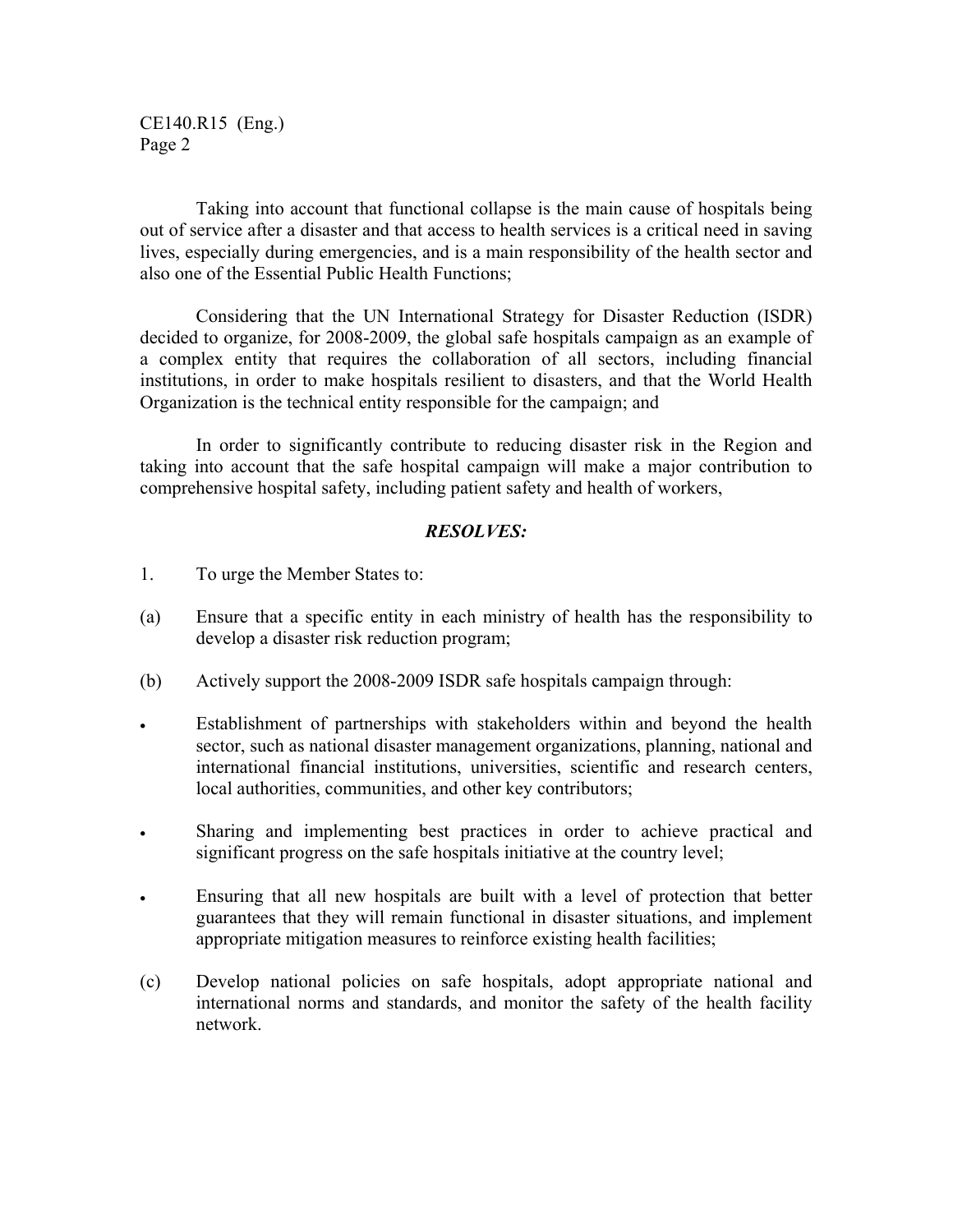Taking into account that functional collapse is the main cause of hospitals being out of service after a disaster and that access to health services is a critical need in saving lives, especially during emergencies, and is a main responsibility of the health sector and also one of the Essential Public Health Functions;

Considering that the UN International Strategy for Disaster Reduction (ISDR) decided to organize, for 2008-2009, the global safe hospitals campaign as an example of a complex entity that requires the collaboration of all sectors, including financial institutions, in order to make hospitals resilient to disasters, and that the World Health Organization is the technical entity responsible for the campaign; and

In order to significantly contribute to reducing disaster risk in the Region and taking into account that the safe hospital campaign will make a major contribution to comprehensive hospital safety, including patient safety and health of workers,

***RESOLVES:***

1. To urge the Member States to:

(a) Ensure that a specific entity in each ministry of health has the responsibility to develop a disaster risk reduction program;

(b) Actively support the 2008-2009 ISDR safe hospitals campaign through:

- Establishment of partnerships with stakeholders within and beyond the health sector, such as national disaster management organizations, planning, national and international financial institutions, universities, scientific and research centers, local authorities, communities, and other key contributors;
- Sharing and implementing best practices in order to achieve practical and significant progress on the safe hospitals initiative at the country level;
- Ensuring that all new hospitals are built with a level of protection that better guarantees that they will remain functional in disaster situations, and implement appropriate mitigation measures to reinforce existing health facilities;

(c) Develop national policies on safe hospitals, adopt appropriate national and international norms and standards, and monitor the safety of the health facility network.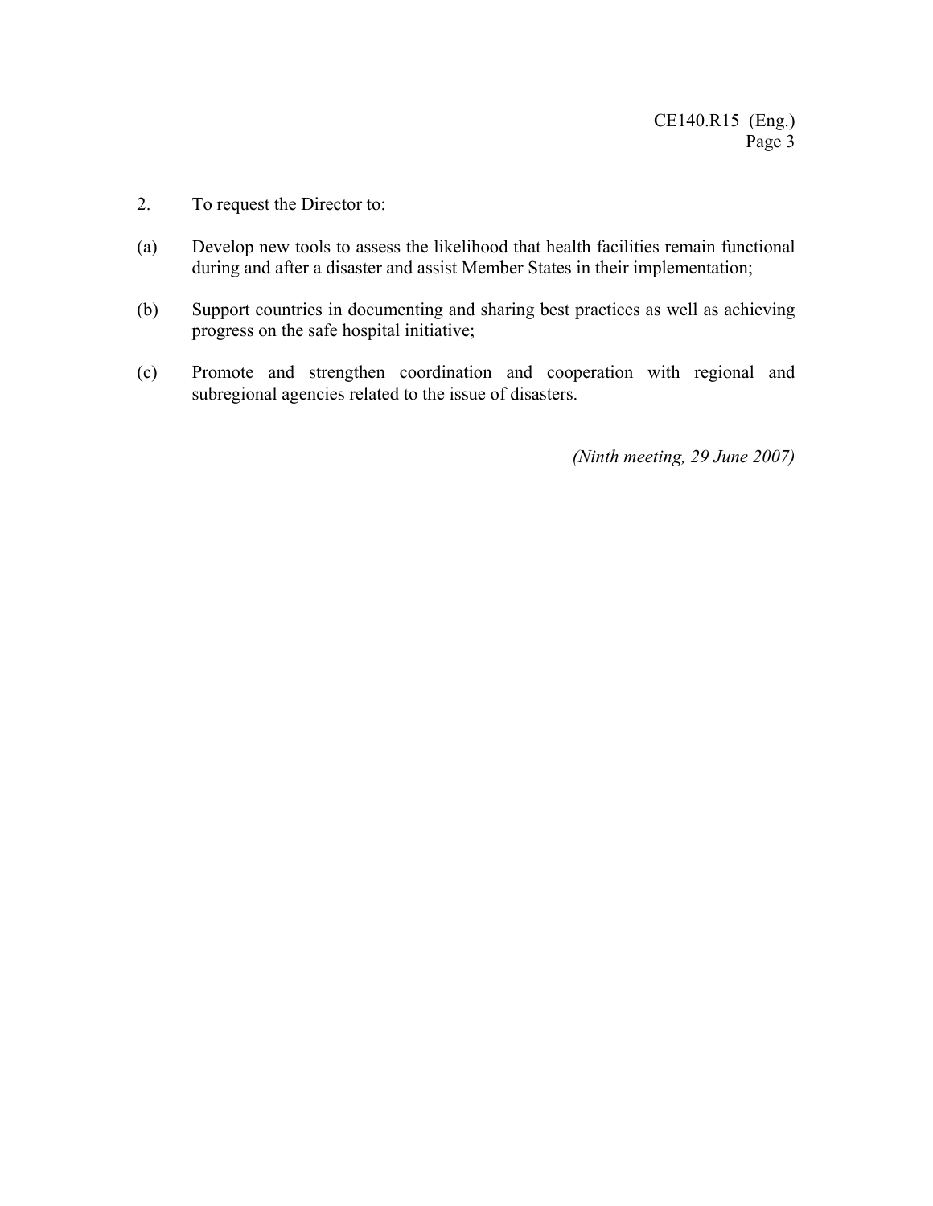2. To request the Director to:

(a) Develop new tools to assess the likelihood that health facilities remain functional during and after a disaster and assist Member States in their implementation;

(b) Support countries in documenting and sharing best practices as well as achieving progress on the safe hospital initiative;

(c) Promote and strengthen coordination and cooperation with regional and subregional agencies related to the issue of disasters.

*(Ninth meeting, 29 June 2007)*